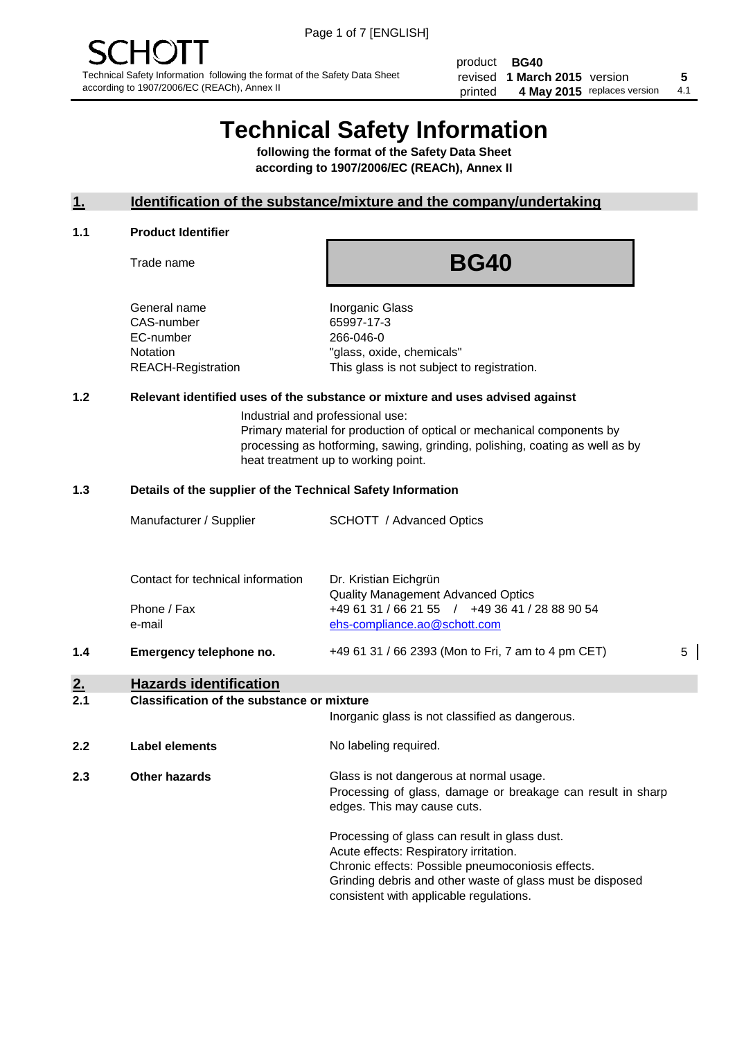SCHOTT

Technical Safety Information following the format of the Safety Data Sheet according to 1907/2006/EC (REACh), Annex II

| | | | |
|---|---|---|---|
| product | **BG40** | | |
| revised | **1 March 2015** | version | **5** |
| printed | **4 May 2015** | replaces version | 4.1 |

# Technical Safety Information

**following the format of the Safety Data Sheet according to 1907/2006/EC (REACh), Annex II**

## 1. Identification of the substance/mixture and the company/undertaking

### 1.1 Product Identifier

| | |
|---|---|
| Trade name | **BG40** |
| General name | Inorganic Glass |
| CAS-number | 65997-17-3 |
| EC-number | 266-046-0 |
| Notation | "glass, oxide, chemicals" |
| REACH-Registration | This glass is not subject to registration. |

### 1.2 Relevant identified uses of the substance or mixture and uses advised against

Industrial and professional use:
Primary material for production of optical or mechanical components by processing as hotforming, sawing, grinding, polishing, coating as well as by heat treatment up to working point.

### 1.3 Details of the supplier of the Technical Safety Information

| | |
|---|---|
| Manufacturer / Supplier | SCHOTT / Advanced Optics |
| Contact for technical information | Dr. Kristian Eichgrün<br>Quality Management Advanced Optics |
| Phone / Fax | +49 61 31 / 66 21 55 / +49 36 41 / 28 88 90 54 |
| e-mail | ehs-compliance.ao@schott.com |

### 1.4 Emergency telephone no.

+49 61 31 / 66 2393 (Mon to Fri, 7 am to 4 pm CET) 5

## 2. Hazards identification

### 2.1 Classification of the substance or mixture

Inorganic glass is not classified as dangerous.

### 2.2 Label elements

No labeling required.

### 2.3 Other hazards

Glass is not dangerous at normal usage.
Processing of glass, damage or breakage can result in sharp edges. This may cause cuts.

Processing of glass can result in glass dust.
Acute effects: Respiratory irritation.
Chronic effects: Possible pneumoconiosis effects.
Grinding debris and other waste of glass must be disposed consistent with applicable regulations.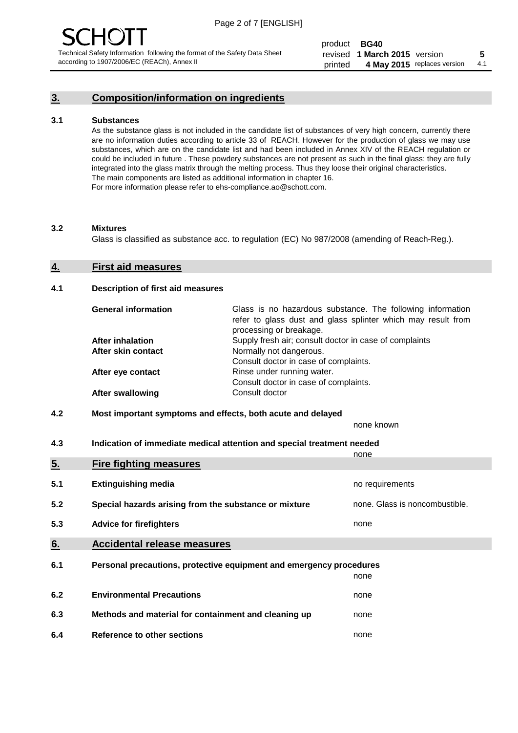## 3. Composition/information on ingredients

### 3.1 Substances

As the substance glass is not included in the candidate list of substances of very high concern, currently there are no information duties according to article 33 of REACH. However for the production of glass we may use substances, which are on the candidate list and had been included in Annex XIV of the REACH regulation or could be included in future . These powdery substances are not present as such in the final glass; they are fully integrated into the glass matrix through the melting process. Thus they loose their original characteristics. The main components are listed as additional information in chapter 16. For more information please refer to ehs-compliance.ao@schott.com.

### 3.2 Mixtures

Glass is classified as substance acc. to regulation (EC) No 987/2008 (amending of Reach-Reg.).

## 4. First aid measures

### 4.1 Description of first aid measures

| | |
|---|---|
| **General information** | Glass is no hazardous substance. The following information refer to glass dust and glass splinter which may result from processing or breakage. |
| **After inhalation** | Supply fresh air; consult doctor in case of complaints |
| **After skin contact** | Normally not dangerous. Consult doctor in case of complaints. |
| **After eye contact** | Rinse under running water. Consult doctor in case of complaints. |
| **After swallowing** | Consult doctor |

### 4.2 Most important symptoms and effects, both acute and delayed

none known

### 4.3 Indication of immediate medical attention and special treatment needed

none

## 5. Fire fighting measures

| | | |
|---|---|---|
| 5.1 | **Extinguishing media** | no requirements |
| 5.2 | **Special hazards arising from the substance or mixture** | none. Glass is noncombustible. |
| 5.3 | **Advice for firefighters** | none |

## 6. Accidental release measures

| | | |
|---|---|---|
| 6.1 | **Personal precautions, protective equipment and emergency procedures** | none |
| 6.2 | **Environmental Precautions** | none |
| 6.3 | **Methods and material for containment and cleaning up** | none |
| 6.4 | **Reference to other sections** | none |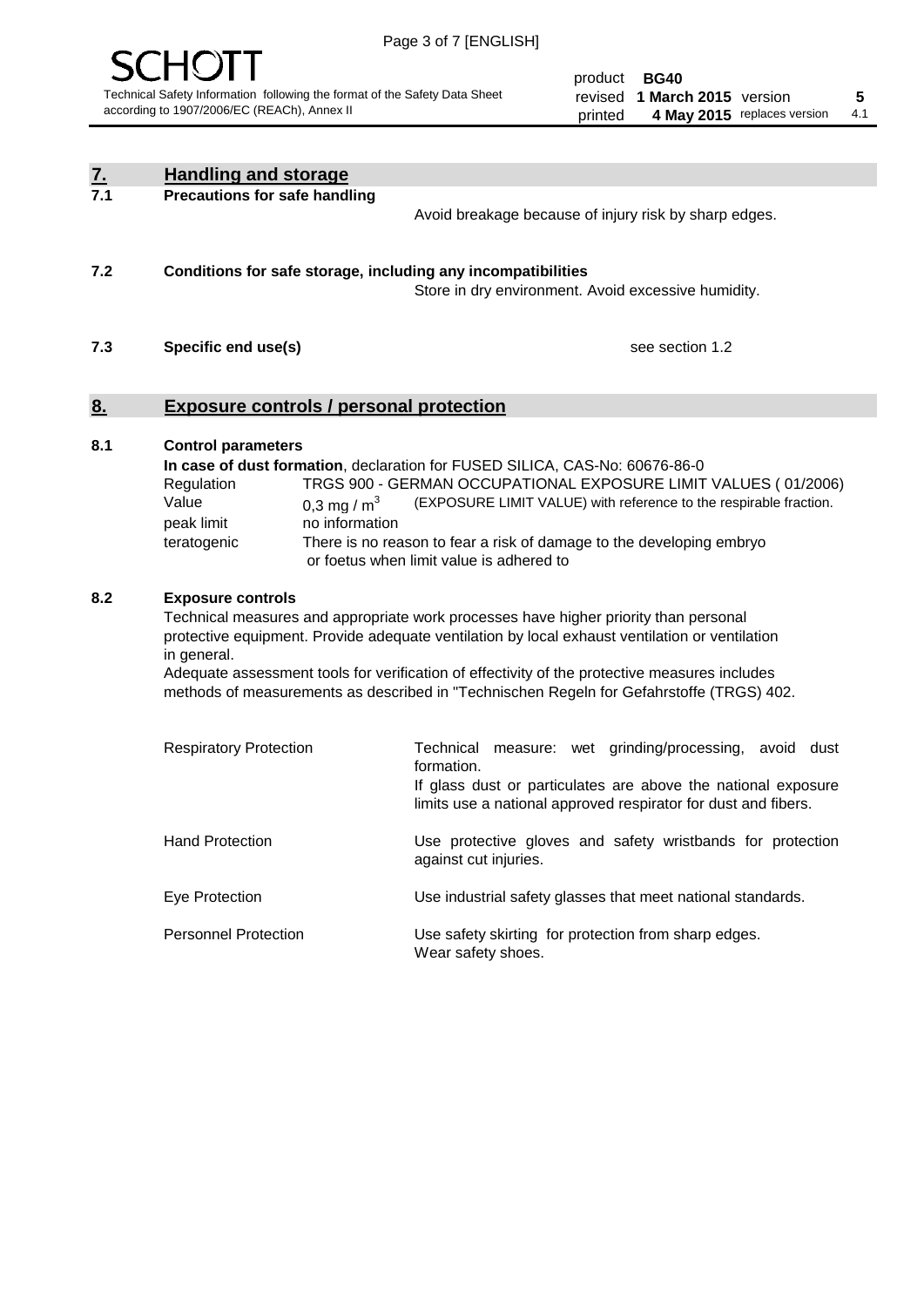## 7. Handling and storage

### 7.1 Precautions for safe handling

Avoid breakage because of injury risk by sharp edges.

### 7.2 Conditions for safe storage, including any incompatibilities

Store in dry environment. Avoid excessive humidity.

### 7.3 Specific end use(s)

see section 1.2

## 8. Exposure controls / personal protection

### 8.1 Control parameters

**In case of dust formation**, declaration for FUSED SILICA, CAS-No: 60676-86-0

| | |
|---|---|
| Regulation | TRGS 900 - GERMAN OCCUPATIONAL EXPOSURE LIMIT VALUES ( 01/2006) |
| Value | 0,3 mg / $m^3$ (EXPOSURE LIMIT VALUE) with reference to the respirable fraction. |
| peak limit | no information |
| teratogenic | There is no reason to fear a risk of damage to the developing embryo or foetus when limit value is adhered to |

### 8.2 Exposure controls

Technical measures and appropriate work processes have higher priority than personal protective equipment. Provide adequate ventilation by local exhaust ventilation or ventilation in general.

Adequate assessment tools for verification of effectivity of the protective measures includes methods of measurements as described in "Technischen Regeln for Gefahrstoffe (TRGS) 402.

| | |
|---|---|
| Respiratory Protection | Technical measure: wet grinding/processing, avoid dust formation. If glass dust or particulates are above the national exposure limits use a national approved respirator for dust and fibers. |
| Hand Protection | Use protective gloves and safety wristbands for protection against cut injuries. |
| Eye Protection | Use industrial safety glasses that meet national standards. |
| Personnel Protection | Use safety skirting for protection from sharp edges. Wear safety shoes. |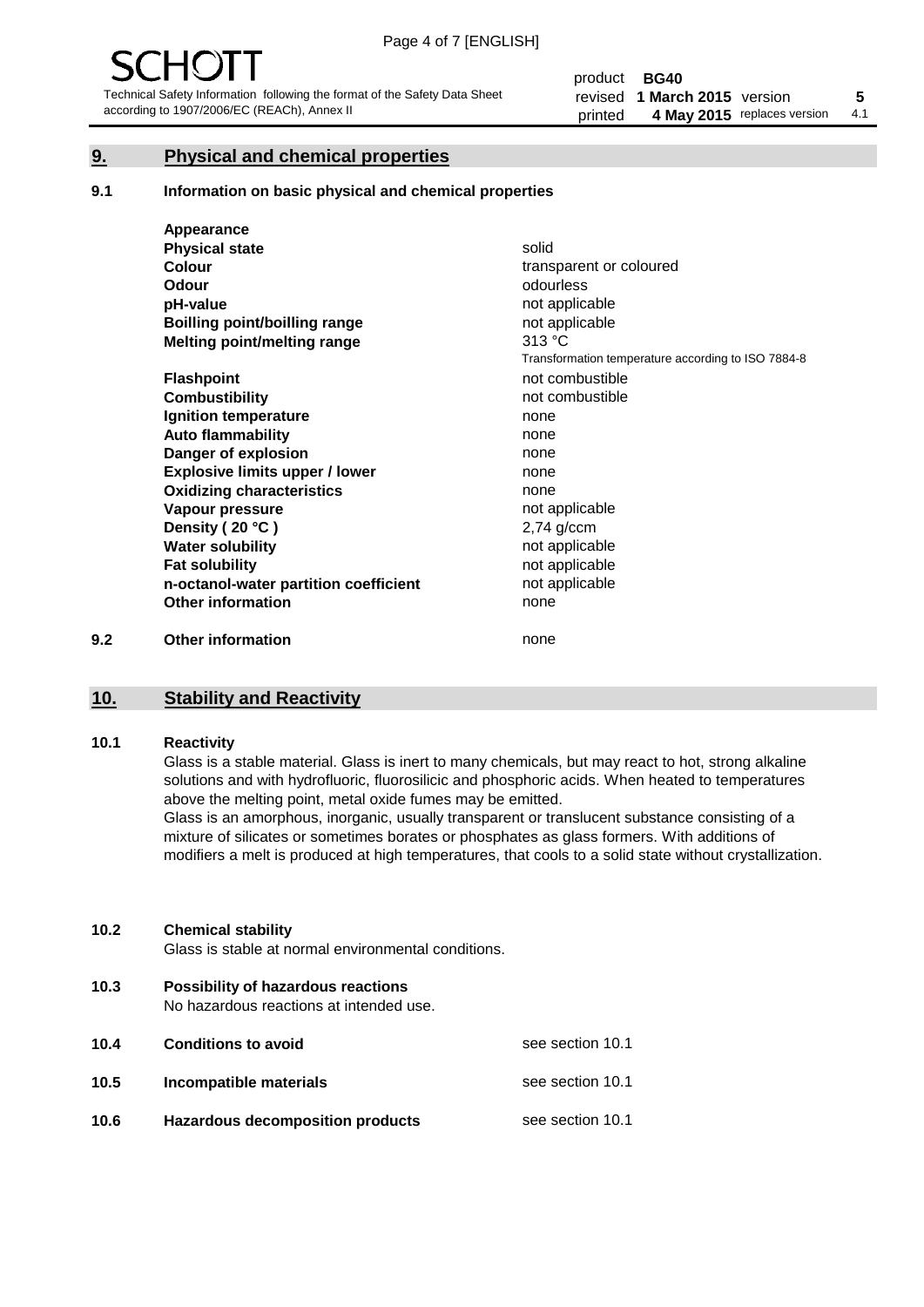## 9. Physical and chemical properties

### 9.1 Information on basic physical and chemical properties

| | |
|---|---|
| **Appearance** | |
| **Physical state** | solid |
| **Colour** | transparent or coloured |
| **Odour** | odourless |
| **pH-value** | not applicable |
| **Boilling point/boilling range** | not applicable |
| **Melting point/melting range** | 313 °C<br>Transformation temperature according to ISO 7884-8 |
| **Flashpoint** | not combustible |
| **Combustibility** | not combustible |
| **Ignition temperature** | none |
| **Auto flammability** | none |
| **Danger of explosion** | none |
| **Explosive limits upper / lower** | none |
| **Oxidizing characteristics** | none |
| **Vapour pressure** | not applicable |
| **Density ( 20 °C )** | 2,74 g/ccm |
| **Water solubility** | not applicable |
| **Fat solubility** | not applicable |
| **n-octanol-water partition coefficient** | not applicable |
| **Other information** | none |

### 9.2 Other information

none

## 10. Stability and Reactivity

### 10.1 Reactivity

Glass is a stable material. Glass is inert to many chemicals, but may react to hot, strong alkaline solutions and with hydrofluoric, fluorosilicic and phosphoric acids. When heated to temperatures above the melting point, metal oxide fumes may be emitted.

Glass is an amorphous, inorganic, usually transparent or translucent substance consisting of a mixture of silicates or sometimes borates or phosphates as glass formers. With additions of modifiers a melt is produced at high temperatures, that cools to a solid state without crystallization.

### 10.2 Chemical stability

Glass is stable at normal environmental conditions.

### 10.3 Possibility of hazardous reactions

No hazardous reactions at intended use.

| | | |
|---|---|---|
| **10.4** | **Conditions to avoid** | see section 10.1 |
| **10.5** | **Incompatible materials** | see section 10.1 |
| **10.6** | **Hazardous decomposition products** | see section 10.1 |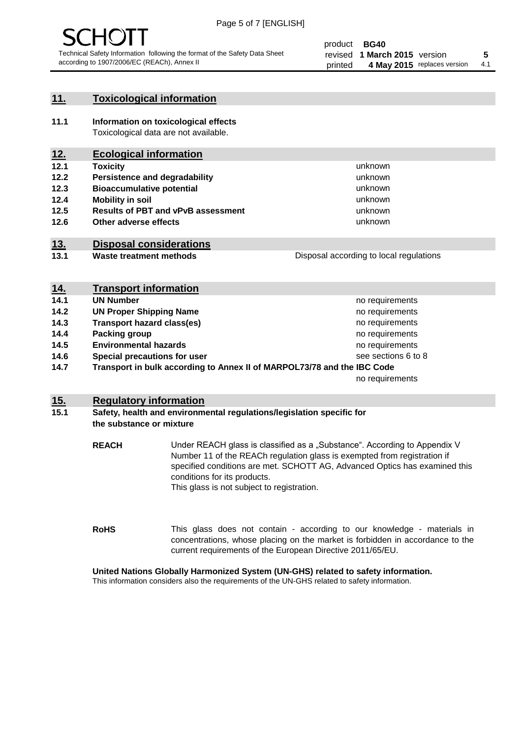## 11. Toxicological information

**11.1 Information on toxicological effects**
Toxicological data are not available.

## 12. Ecological information

| | | |
|---|---|---|
| **12.1** | **Toxicity** | unknown |
| **12.2** | **Persistence and degradability** | unknown |
| **12.3** | **Bioaccumulative potential** | unknown |
| **12.4** | **Mobility in soil** | unknown |
| **12.5** | **Results of PBT and vPvB assessment** | unknown |
| **12.6** | **Other adverse effects** | unknown |

## 13. Disposal considerations

| | | |
|---|---|---|
| **13.1** | **Waste treatment methods** | Disposal according to local regulations |

## 14. Transport information

| | | |
|---|---|---|
| **14.1** | **UN Number** | no requirements |
| **14.2** | **UN Proper Shipping Name** | no requirements |
| **14.3** | **Transport hazard class(es)** | no requirements |
| **14.4** | **Packing group** | no requirements |
| **14.5** | **Environmental hazards** | no requirements |
| **14.6** | **Special precautions for user** | see sections 6 to 8 |
| **14.7** | **Transport in bulk according to Annex II of MARPOL73/78 and the IBC Code** | no requirements |

## 15. Regulatory information

**15.1 Safety, health and environmental regulations/legislation specific for the substance or mixture**

**REACH** Under REACH glass is classified as a „Substance". According to Appendix V Number 11 of the REACh regulation glass is exempted from registration if specified conditions are met. SCHOTT AG, Advanced Optics has examined this conditions for its products.
This glass is not subject to registration.

**RoHS** This glass does not contain - according to our knowledge - materials in concentrations, whose placing on the market is forbidden in accordance to the current requirements of the European Directive 2011/65/EU.

**United Nations Globally Harmonized System (UN-GHS) related to safety information.**
This information considers also the requirements of the UN-GHS related to safety information.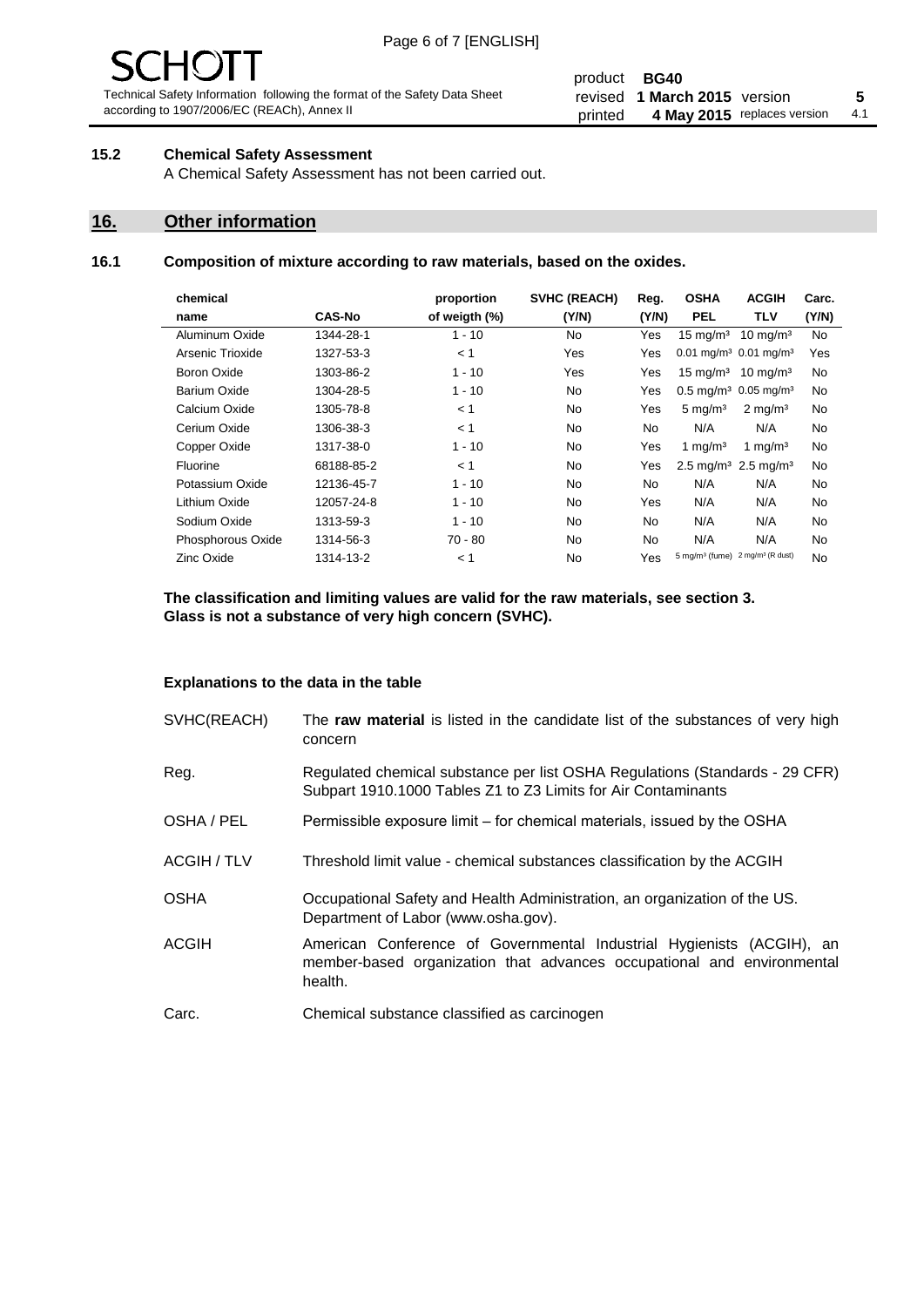### 15.2 Chemical Safety Assessment

A Chemical Safety Assessment has not been carried out.

## 16. Other information

### 16.1 Composition of mixture according to raw materials, based on the oxides.

| chemical name | CAS-No | proportion of weigth (%) | SVHC (REACH) (Y/N) | Reg. (Y/N) | OSHA PEL | ACGIH TLV | Carc. (Y/N) |
|---|---|---|---|---|---|---|---|
| Aluminum Oxide | 1344-28-1 | 1 - 10 | No | Yes | 15 mg/m³ | 10 mg/m³ | No |
| Arsenic Trioxide | 1327-53-3 | < 1 | Yes | Yes | 0.01 mg/m³ | 0.01 mg/m³ | Yes |
| Boron Oxide | 1303-86-2 | 1 - 10 | Yes | Yes | 15 mg/m³ | 10 mg/m³ | No |
| Barium Oxide | 1304-28-5 | 1 - 10 | No | Yes | 0.5 mg/m³ | 0.05 mg/m³ | No |
| Calcium Oxide | 1305-78-8 | < 1 | No | Yes | 5 mg/m³ | 2 mg/m³ | No |
| Cerium Oxide | 1306-38-3 | < 1 | No | No | N/A | N/A | No |
| Copper Oxide | 1317-38-0 | 1 - 10 | No | Yes | 1 mg/m³ | 1 mg/m³ | No |
| Fluorine | 68188-85-2 | < 1 | No | Yes | 2.5 mg/m³ | 2.5 mg/m³ | No |
| Potassium Oxide | 12136-45-7 | 1 - 10 | No | No | N/A | N/A | No |
| Lithium Oxide | 12057-24-8 | 1 - 10 | No | Yes | N/A | N/A | No |
| Sodium Oxide | 1313-59-3 | 1 - 10 | No | No | N/A | N/A | No |
| Phosphorous Oxide | 1314-56-3 | 70 - 80 | No | No | N/A | N/A | No |
| Zinc Oxide | 1314-13-2 | < 1 | No | Yes | 5 mg/m³ (fume) | 2 mg/m³ (R dust) | No |

**The classification and limiting values are valid for the raw materials, see section 3.**
**Glass is not a substance of very high concern (SVHC).**

**Explanations to the data in the table**

| | |
|---|---|
| SVHC(REACH) | The **raw material** is listed in the candidate list of the substances of very high concern |
| Reg. | Regulated chemical substance per list OSHA Regulations (Standards - 29 CFR) Subpart 1910.1000 Tables Z1 to Z3 Limits for Air Contaminants |
| OSHA / PEL | Permissible exposure limit – for chemical materials, issued by the OSHA |
| ACGIH / TLV | Threshold limit value - chemical substances classification by the ACGIH |
| OSHA | Occupational Safety and Health Administration, an organization of the US. Department of Labor (www.osha.gov). |
| ACGIH | American Conference of Governmental Industrial Hygienists (ACGIH), an member-based organization that advances occupational and environmental health. |
| Carc. | Chemical substance classified as carcinogen |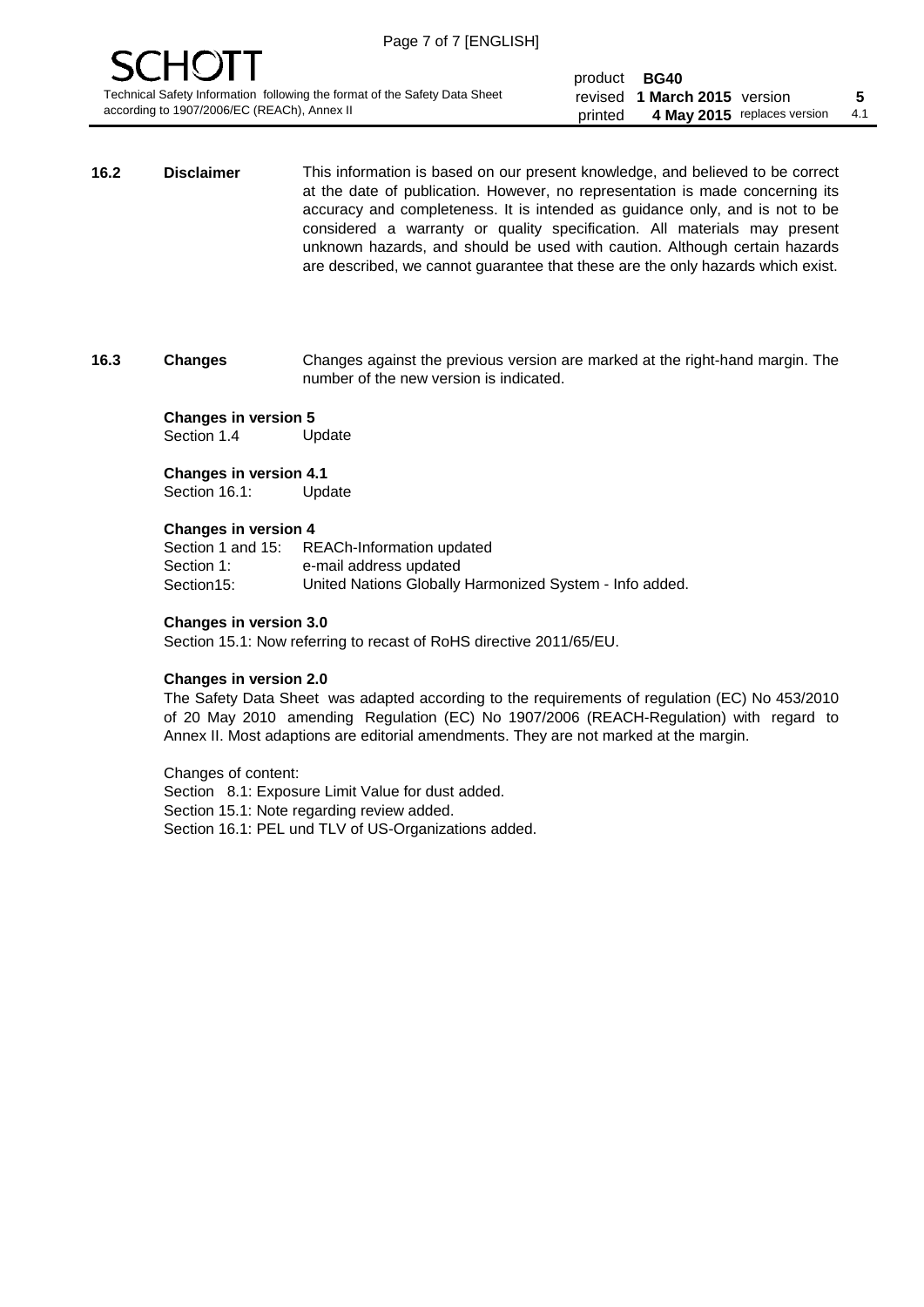**16.2 Disclaimer**

This information is based on our present knowledge, and believed to be correct at the date of publication. However, no representation is made concerning its accuracy and completeness. It is intended as guidance only, and is not to be considered a warranty or quality specification. All materials may present unknown hazards, and should be used with caution. Although certain hazards are described, we cannot guarantee that these are the only hazards which exist.

**16.3 Changes**

Changes against the previous version are marked at the right-hand margin. The number of the new version is indicated.

**Changes in version 5**

Section 1.4 Update

**Changes in version 4.1**

Section 16.1: Update

**Changes in version 4**

Section 1 and 15: REACh-Information updated
Section 1: e-mail address updated
Section15: United Nations Globally Harmonized System - Info added.

**Changes in version 3.0**

Section 15.1: Now referring to recast of RoHS directive 2011/65/EU.

**Changes in version 2.0**

The Safety Data Sheet was adapted according to the requirements of regulation (EC) No 453/2010 of 20 May 2010 amending Regulation (EC) No 1907/2006 (REACH-Regulation) with regard to Annex II. Most adaptions are editorial amendments. They are not marked at the margin.

Changes of content:
Section 8.1: Exposure Limit Value for dust added.
Section 15.1: Note regarding review added.
Section 16.1: PEL und TLV of US-Organizations added.